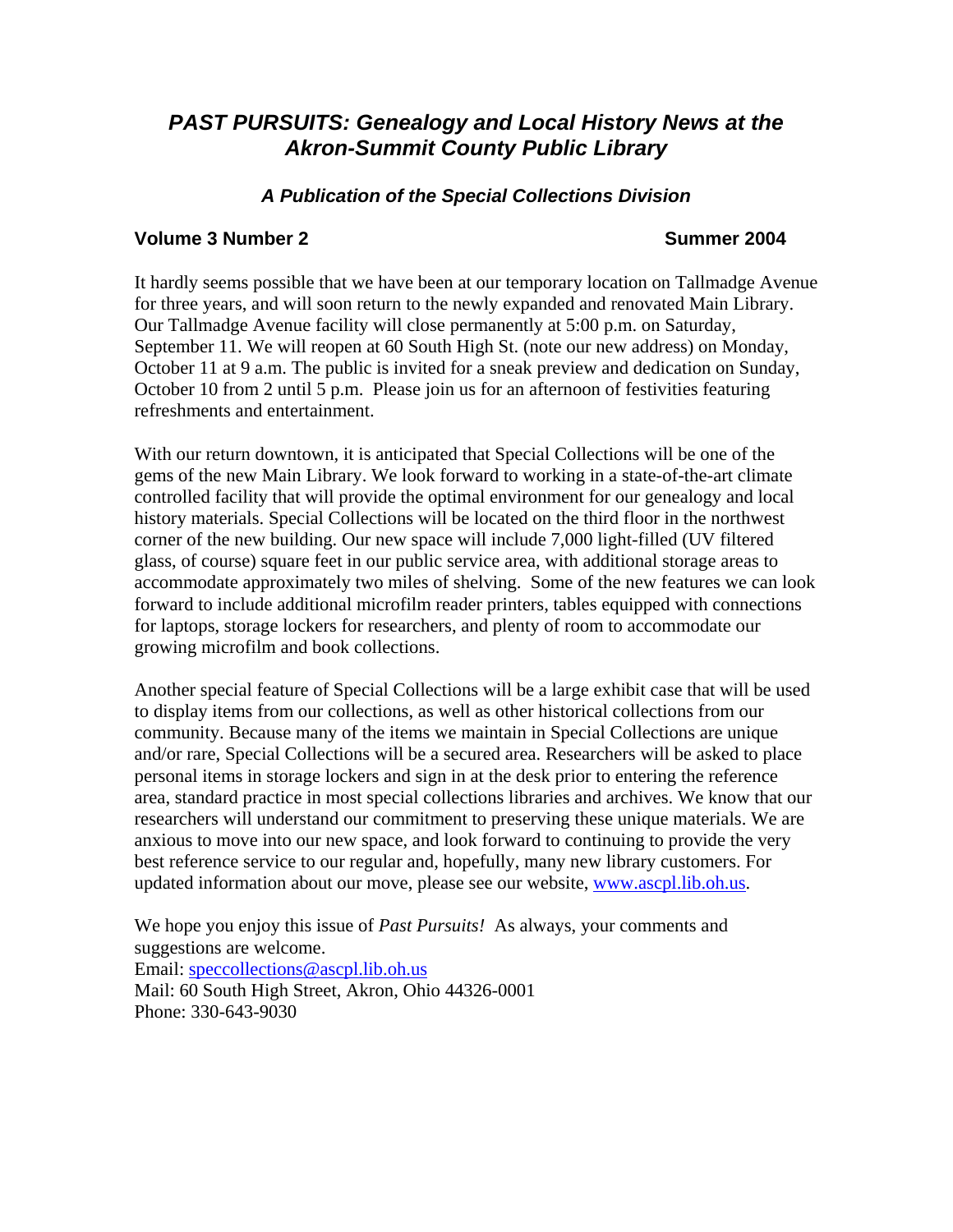# *PAST PURSUITS: Genealogy and Local History News at the Akron-Summit County Public Library*

### *A Publication of the Special Collections Division*

**Volume 3 Number 2** **Summer 2004**

It hardly seems possible that we have been at our temporary location on Tallmadge Avenue for three years, and will soon return to the newly expanded and renovated Main Library. Our Tallmadge Avenue facility will close permanently at 5:00 p.m. on Saturday, September 11. We will reopen at 60 South High St. (note our new address) on Monday, October 11 at 9 a.m. The public is invited for a sneak preview and dedication on Sunday, October 10 from 2 until 5 p.m. Please join us for an afternoon of festivities featuring refreshments and entertainment.

With our return downtown, it is anticipated that Special Collections will be one of the gems of the new Main Library. We look forward to working in a state-of-the-art climate controlled facility that will provide the optimal environment for our genealogy and local history materials. Special Collections will be located on the third floor in the northwest corner of the new building. Our new space will include 7,000 light-filled (UV filtered glass, of course) square feet in our public service area, with additional storage areas to accommodate approximately two miles of shelving. Some of the new features we can look forward to include additional microfilm reader printers, tables equipped with connections for laptops, storage lockers for researchers, and plenty of room to accommodate our growing microfilm and book collections.

Another special feature of Special Collections will be a large exhibit case that will be used to display items from our collections, as well as other historical collections from our community. Because many of the items we maintain in Special Collections are unique and/or rare, Special Collections will be a secured area. Researchers will be asked to place personal items in storage lockers and sign in at the desk prior to entering the reference area, standard practice in most special collections libraries and archives. We know that our researchers will understand our commitment to preserving these unique materials. We are anxious to move into our new space, and look forward to continuing to provide the very best reference service to our regular and, hopefully, many new library customers. For updated information about our move, please see our website, www.ascpl.lib.oh.us.

We hope you enjoy this issue of *Past Pursuits!* As always, your comments and suggestions are welcome.
Email: speccollections@ascpl.lib.oh.us
Mail: 60 South High Street, Akron, Ohio 44326-0001
Phone: 330-643-9030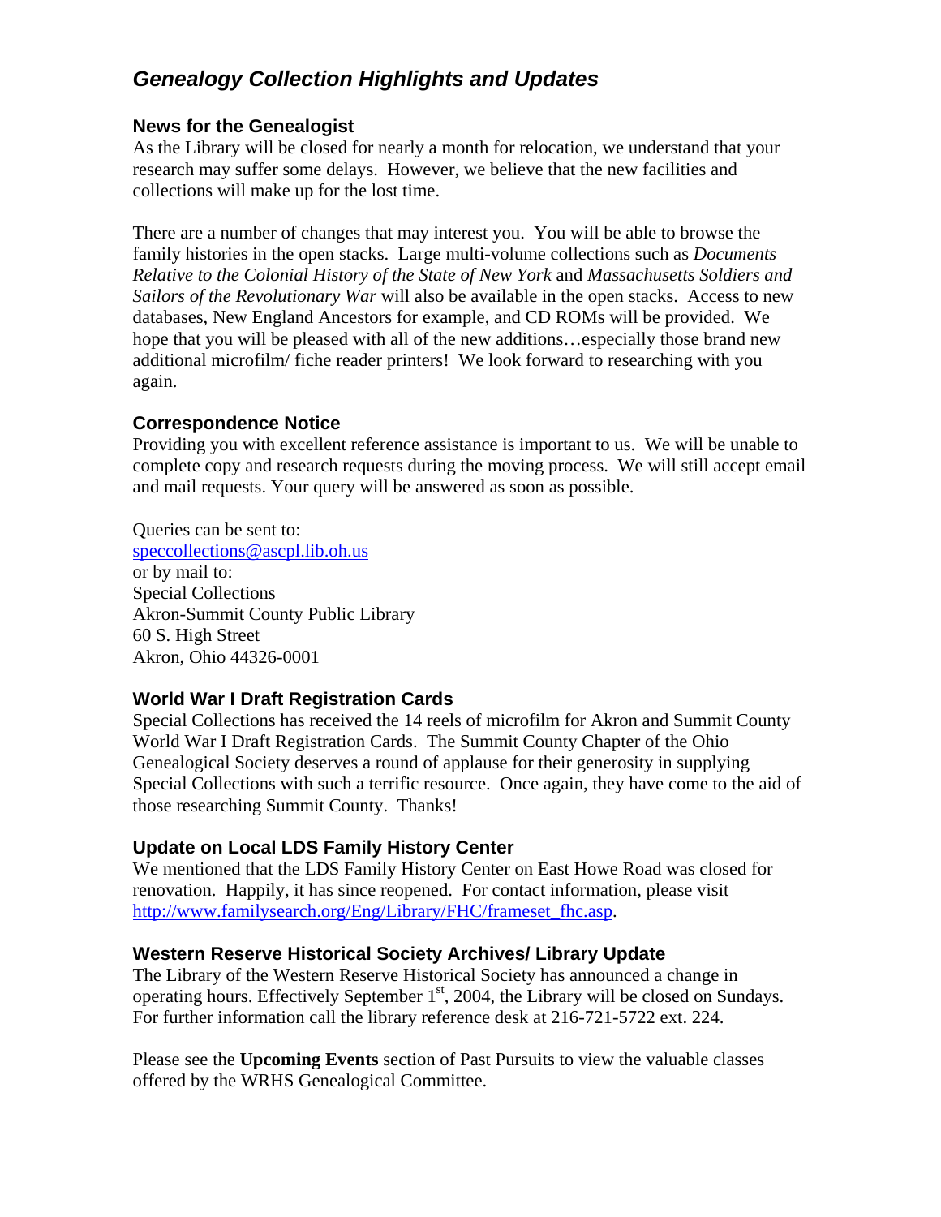# *Genealogy Collection Highlights and Updates*

### News for the Genealogist

As the Library will be closed for nearly a month for relocation, we understand that your research may suffer some delays. However, we believe that the new facilities and collections will make up for the lost time.

There are a number of changes that may interest you. You will be able to browse the family histories in the open stacks. Large multi-volume collections such as *Documents Relative to the Colonial History of the State of New York* and *Massachusetts Soldiers and Sailors of the Revolutionary War* will also be available in the open stacks. Access to new databases, New England Ancestors for example, and CD ROMs will be provided. We hope that you will be pleased with all of the new additions…especially those brand new additional microfilm/ fiche reader printers! We look forward to researching with you again.

### Correspondence Notice

Providing you with excellent reference assistance is important to us. We will be unable to complete copy and research requests during the moving process. We will still accept email and mail requests. Your query will be answered as soon as possible.

Queries can be sent to:
speccollections@ascpl.lib.oh.us
or by mail to:
Special Collections
Akron-Summit County Public Library
60 S. High Street
Akron, Ohio 44326-0001

### World War I Draft Registration Cards

Special Collections has received the 14 reels of microfilm for Akron and Summit County World War I Draft Registration Cards. The Summit County Chapter of the Ohio Genealogical Society deserves a round of applause for their generosity in supplying Special Collections with such a terrific resource. Once again, they have come to the aid of those researching Summit County. Thanks!

### Update on Local LDS Family History Center

We mentioned that the LDS Family History Center on East Howe Road was closed for renovation. Happily, it has since reopened. For contact information, please visit http://www.familysearch.org/Eng/Library/FHC/frameset_fhc.asp.

### Western Reserve Historical Society Archives/ Library Update

The Library of the Western Reserve Historical Society has announced a change in operating hours. Effectively September 1st, 2004, the Library will be closed on Sundays. For further information call the library reference desk at 216-721-5722 ext. 224.

Please see the **Upcoming Events** section of Past Pursuits to view the valuable classes offered by the WRHS Genealogical Committee.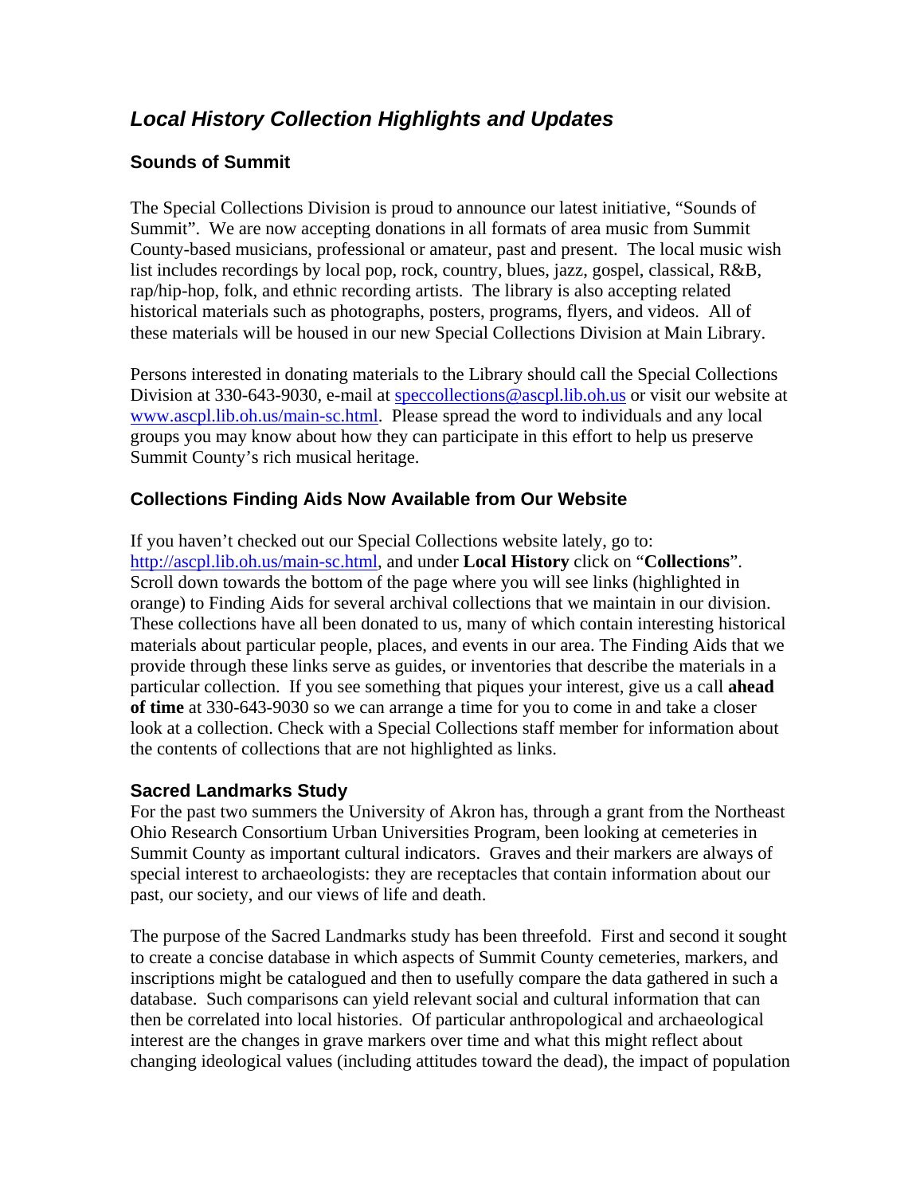## *Local History Collection Highlights and Updates*

### Sounds of Summit

The Special Collections Division is proud to announce our latest initiative, "Sounds of Summit". We are now accepting donations in all formats of area music from Summit County-based musicians, professional or amateur, past and present. The local music wish list includes recordings by local pop, rock, country, blues, jazz, gospel, classical, R&B, rap/hip-hop, folk, and ethnic recording artists. The library is also accepting related historical materials such as photographs, posters, programs, flyers, and videos. All of these materials will be housed in our new Special Collections Division at Main Library.

Persons interested in donating materials to the Library should call the Special Collections Division at 330-643-9030, e-mail at speccollections@ascpl.lib.oh.us or visit our website at www.ascpl.lib.oh.us/main-sc.html. Please spread the word to individuals and any local groups you may know about how they can participate in this effort to help us preserve Summit County's rich musical heritage.

### Collections Finding Aids Now Available from Our Website

If you haven't checked out our Special Collections website lately, go to: http://ascpl.lib.oh.us/main-sc.html, and under **Local History** click on "**Collections**". Scroll down towards the bottom of the page where you will see links (highlighted in orange) to Finding Aids for several archival collections that we maintain in our division. These collections have all been donated to us, many of which contain interesting historical materials about particular people, places, and events in our area. The Finding Aids that we provide through these links serve as guides, or inventories that describe the materials in a particular collection. If you see something that piques your interest, give us a call **ahead of time** at 330-643-9030 so we can arrange a time for you to come in and take a closer look at a collection. Check with a Special Collections staff member for information about the contents of collections that are not highlighted as links.

### Sacred Landmarks Study

For the past two summers the University of Akron has, through a grant from the Northeast Ohio Research Consortium Urban Universities Program, been looking at cemeteries in Summit County as important cultural indicators. Graves and their markers are always of special interest to archaeologists: they are receptacles that contain information about our past, our society, and our views of life and death.

The purpose of the Sacred Landmarks study has been threefold. First and second it sought to create a concise database in which aspects of Summit County cemeteries, markers, and inscriptions might be catalogued and then to usefully compare the data gathered in such a database. Such comparisons can yield relevant social and cultural information that can then be correlated into local histories. Of particular anthropological and archaeological interest are the changes in grave markers over time and what this might reflect about changing ideological values (including attitudes toward the dead), the impact of population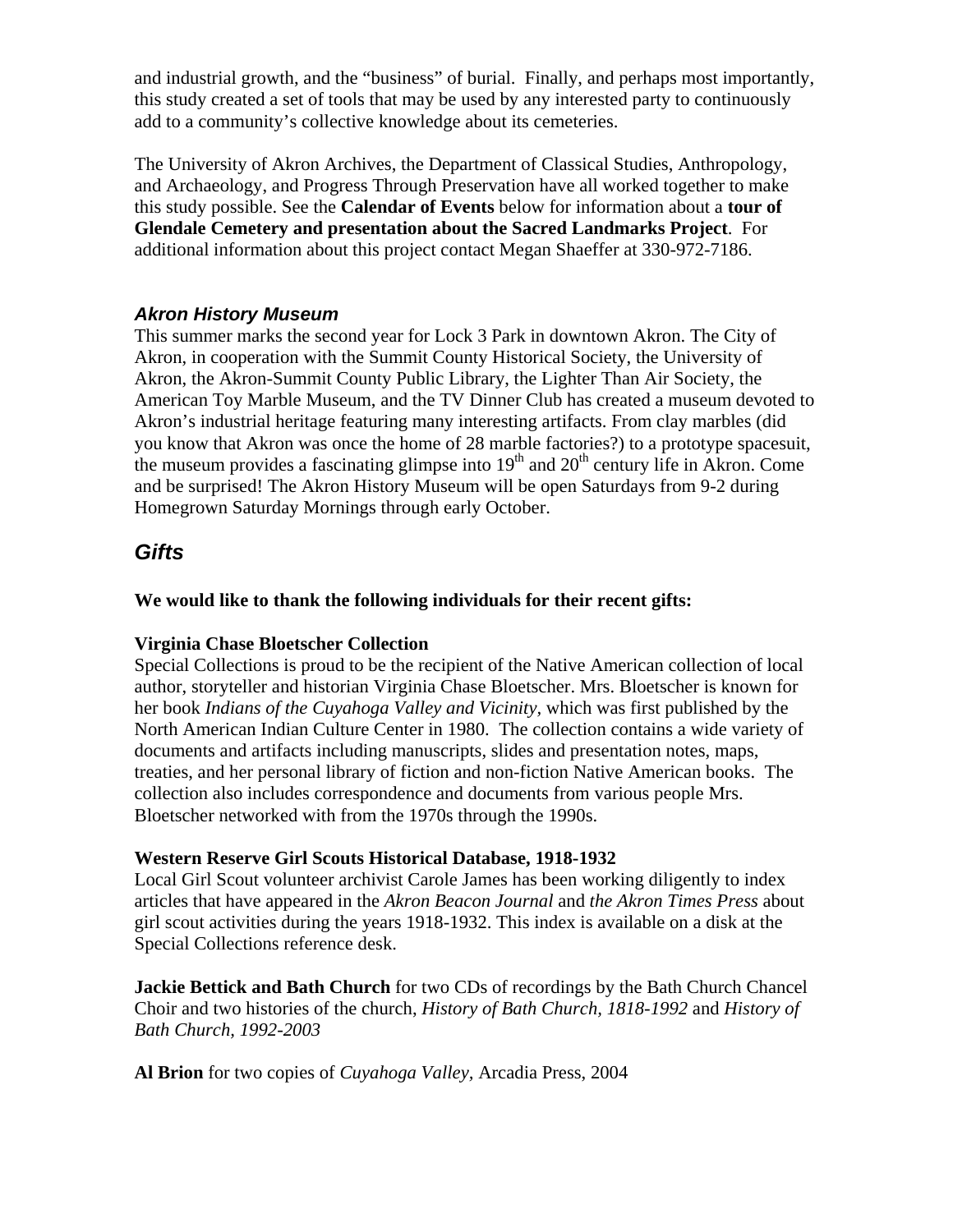and industrial growth, and the "business" of burial. Finally, and perhaps most importantly, this study created a set of tools that may be used by any interested party to continuously add to a community's collective knowledge about its cemeteries.

The University of Akron Archives, the Department of Classical Studies, Anthropology, and Archaeology, and Progress Through Preservation have all worked together to make this study possible. See the **Calendar of Events** below for information about a **tour of Glendale Cemetery and presentation about the Sacred Landmarks Project**. For additional information about this project contact Megan Shaeffer at 330-972-7186.

### *Akron History Museum*

This summer marks the second year for Lock 3 Park in downtown Akron. The City of Akron, in cooperation with the Summit County Historical Society, the University of Akron, the Akron-Summit County Public Library, the Lighter Than Air Society, the American Toy Marble Museum, and the TV Dinner Club has created a museum devoted to Akron's industrial heritage featuring many interesting artifacts. From clay marbles (did you know that Akron was once the home of 28 marble factories?) to a prototype spacesuit, the museum provides a fascinating glimpse into 19th and 20th century life in Akron. Come and be surprised! The Akron History Museum will be open Saturdays from 9-2 during Homegrown Saturday Mornings through early October.

## *Gifts*

**We would like to thank the following individuals for their recent gifts:**

**Virginia Chase Bloetscher Collection**
Special Collections is proud to be the recipient of the Native American collection of local author, storyteller and historian Virginia Chase Bloetscher. Mrs. Bloetscher is known for her book *Indians of the Cuyahoga Valley and Vicinity,* which was first published by the North American Indian Culture Center in 1980. The collection contains a wide variety of documents and artifacts including manuscripts, slides and presentation notes, maps, treaties, and her personal library of fiction and non-fiction Native American books. The collection also includes correspondence and documents from various people Mrs. Bloetscher networked with from the 1970s through the 1990s.

**Western Reserve Girl Scouts Historical Database, 1918-1932**
Local Girl Scout volunteer archivist Carole James has been working diligently to index articles that have appeared in the *Akron Beacon Journal* and *the Akron Times Press* about girl scout activities during the years 1918-1932. This index is available on a disk at the Special Collections reference desk.

**Jackie Bettick and Bath Church** for two CDs of recordings by the Bath Church Chancel Choir and two histories of the church, *History of Bath Church, 1818-1992* and *History of Bath Church, 1992-2003*

**Al Brion** for two copies of *Cuyahoga Valley,* Arcadia Press, 2004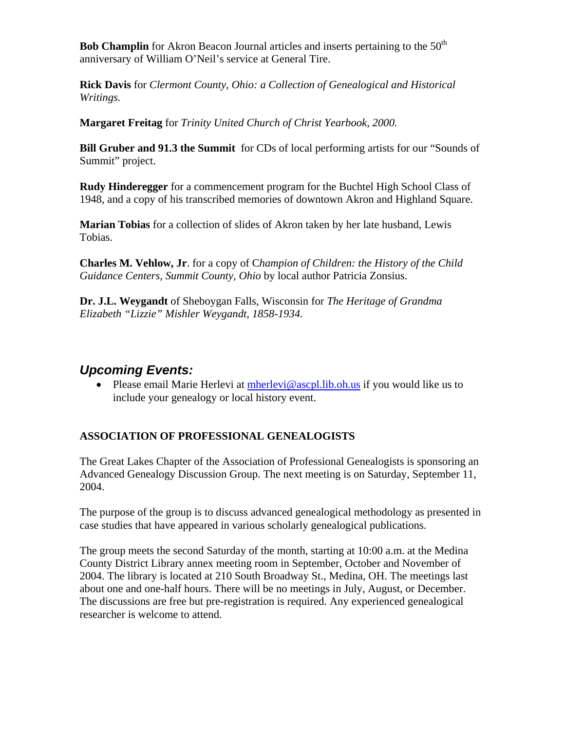**Bob Champlin** for Akron Beacon Journal articles and inserts pertaining to the 50th anniversary of William O'Neil's service at General Tire.

**Rick Davis** for *Clermont County, Ohio: a Collection of Genealogical and Historical Writings.*

**Margaret Freitag** for *Trinity United Church of Christ Yearbook, 2000.*

**Bill Gruber and 91.3 the Summit** for CDs of local performing artists for our "Sounds of Summit" project.

**Rudy Hinderegger** for a commencement program for the Buchtel High School Class of 1948, and a copy of his transcribed memories of downtown Akron and Highland Square.

**Marian Tobias** for a collection of slides of Akron taken by her late husband, Lewis Tobias.

**Charles M. Vehlow, Jr**. for a copy of *Champion of Children: the History of the Child Guidance Centers, Summit County, Ohio* by local author Patricia Zonsius.

**Dr. J.L. Weygandt** of Sheboygan Falls, Wisconsin for *The Heritage of Grandma Elizabeth "Lizzie" Mishler Weygandt, 1858-1934.*

## *Upcoming Events:*

- Please email Marie Herlevi at mherlevi@ascpl.lib.oh.us if you would like us to include your genealogy or local history event.

### ASSOCIATION OF PROFESSIONAL GENEALOGISTS

The Great Lakes Chapter of the Association of Professional Genealogists is sponsoring an Advanced Genealogy Discussion Group. The next meeting is on Saturday, September 11, 2004.

The purpose of the group is to discuss advanced genealogical methodology as presented in case studies that have appeared in various scholarly genealogical publications.

The group meets the second Saturday of the month, starting at 10:00 a.m. at the Medina County District Library annex meeting room in September, October and November of 2004. The library is located at 210 South Broadway St., Medina, OH. The meetings last about one and one-half hours. There will be no meetings in July, August, or December. The discussions are free but pre-registration is required. Any experienced genealogical researcher is welcome to attend.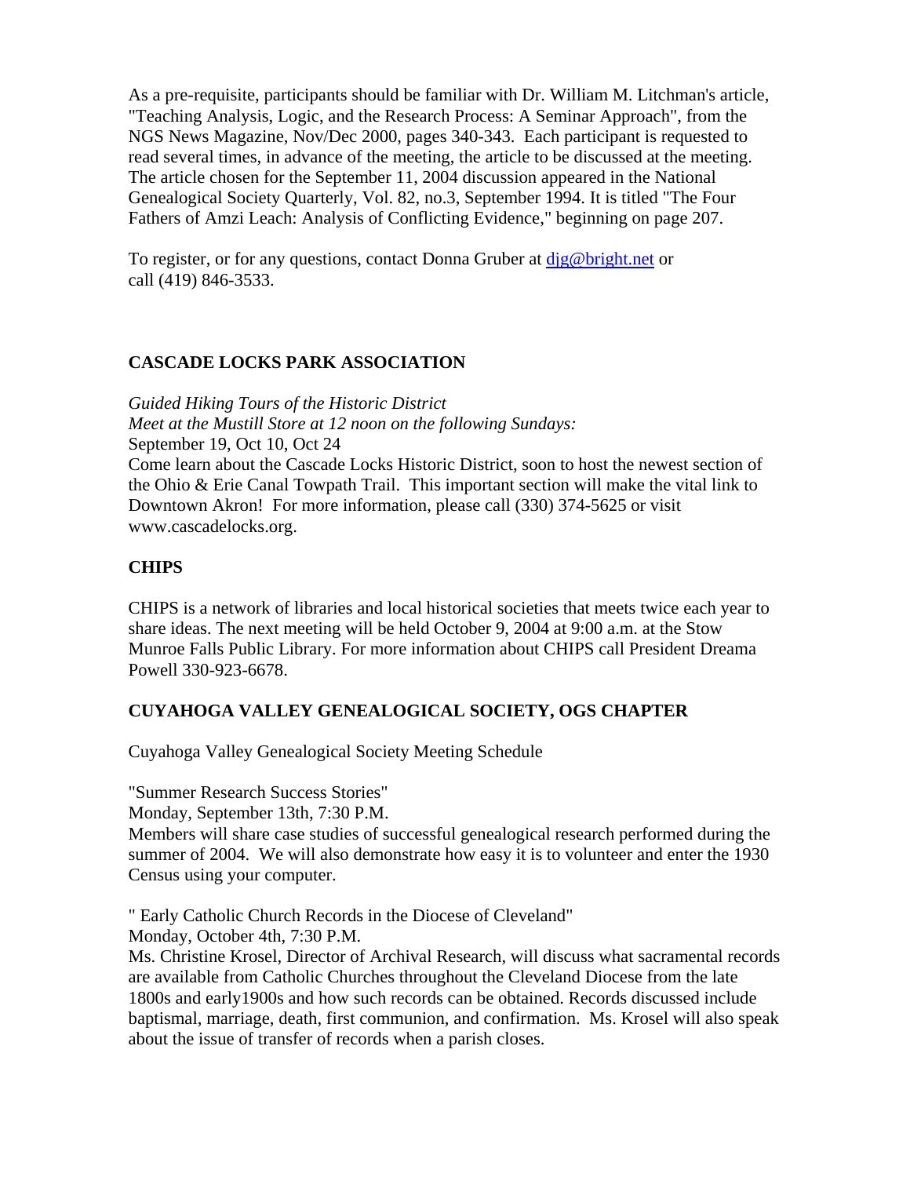As a pre-requisite, participants should be familiar with Dr. William M. Litchman's article, "Teaching Analysis, Logic, and the Research Process: A Seminar Approach", from the NGS News Magazine, Nov/Dec 2000, pages 340-343. Each participant is requested to read several times, in advance of the meeting, the article to be discussed at the meeting. The article chosen for the September 11, 2004 discussion appeared in the National Genealogical Society Quarterly, Vol. 82, no.3, September 1994. It is titled "The Four Fathers of Amzi Leach: Analysis of Conflicting Evidence," beginning on page 207.

To register, or for any questions, contact Donna Gruber at djg@bright.net or call (419) 846-3533.

**CASCADE LOCKS PARK ASSOCIATION**

*Guided Hiking Tours of the Historic District*
*Meet at the Mustill Store at 12 noon on the following Sundays:*
September 19, Oct 10, Oct 24
Come learn about the Cascade Locks Historic District, soon to host the newest section of the Ohio & Erie Canal Towpath Trail. This important section will make the vital link to Downtown Akron! For more information, please call (330) 374-5625 or visit www.cascadelocks.org.

**CHIPS**

CHIPS is a network of libraries and local historical societies that meets twice each year to share ideas. The next meeting will be held October 9, 2004 at 9:00 a.m. at the Stow Munroe Falls Public Library. For more information about CHIPS call President Dreama Powell 330-923-6678.

**CUYAHOGA VALLEY GENEALOGICAL SOCIETY, OGS CHAPTER**

Cuyahoga Valley Genealogical Society Meeting Schedule

"Summer Research Success Stories"
Monday, September 13th, 7:30 P.M.
Members will share case studies of successful genealogical research performed during the summer of 2004. We will also demonstrate how easy it is to volunteer and enter the 1930 Census using your computer.

" Early Catholic Church Records in the Diocese of Cleveland"
Monday, October 4th, 7:30 P.M.
Ms. Christine Krosel, Director of Archival Research, will discuss what sacramental records are available from Catholic Churches throughout the Cleveland Diocese from the late 1800s and early1900s and how such records can be obtained. Records discussed include baptismal, marriage, death, first communion, and confirmation. Ms. Krosel will also speak about the issue of transfer of records when a parish closes.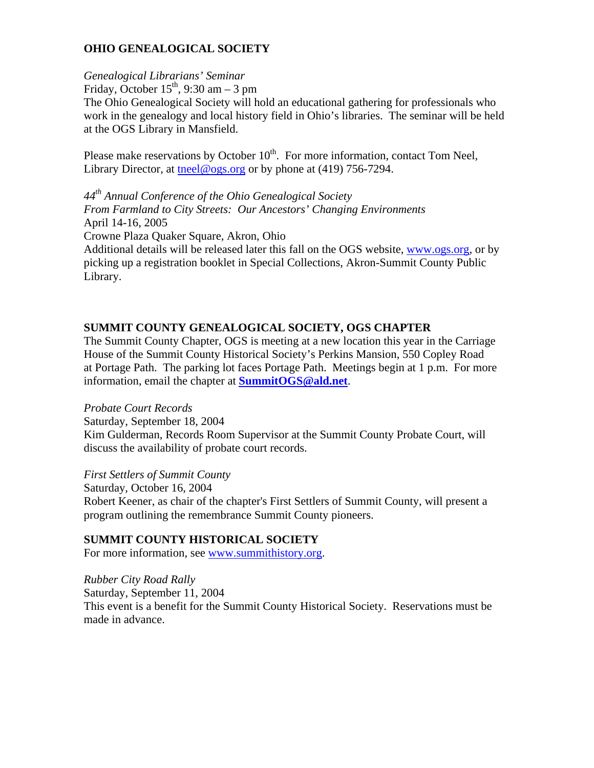**OHIO GENEALOGICAL SOCIETY**

*Genealogical Librarians' Seminar*
Friday, October 15th, 9:30 am – 3 pm
The Ohio Genealogical Society will hold an educational gathering for professionals who work in the genealogy and local history field in Ohio's libraries. The seminar will be held at the OGS Library in Mansfield.

Please make reservations by October 10th. For more information, contact Tom Neel, Library Director, at tneel@ogs.org or by phone at (419) 756-7294.

*44th Annual Conference of the Ohio Genealogical Society*
*From Farmland to City Streets: Our Ancestors' Changing Environments*
April 14-16, 2005
Crowne Plaza Quaker Square, Akron, Ohio
Additional details will be released later this fall on the OGS website, www.ogs.org, or by picking up a registration booklet in Special Collections, Akron-Summit County Public Library.

**SUMMIT COUNTY GENEALOGICAL SOCIETY, OGS CHAPTER**
The Summit County Chapter, OGS is meeting at a new location this year in the Carriage House of the Summit County Historical Society's Perkins Mansion, 550 Copley Road at Portage Path. The parking lot faces Portage Path. Meetings begin at 1 p.m. For more information, email the chapter at **SummitOGS@ald.net**.

*Probate Court Records*
Saturday, September 18, 2004
Kim Gulderman, Records Room Supervisor at the Summit County Probate Court, will discuss the availability of probate court records.

*First Settlers of Summit County*
Saturday, October 16, 2004
Robert Keener, as chair of the chapter's First Settlers of Summit County, will present a program outlining the remembrance Summit County pioneers.

**SUMMIT COUNTY HISTORICAL SOCIETY**
For more information, see www.summithistory.org.

*Rubber City Road Rally*
Saturday, September 11, 2004
This event is a benefit for the Summit County Historical Society. Reservations must be made in advance.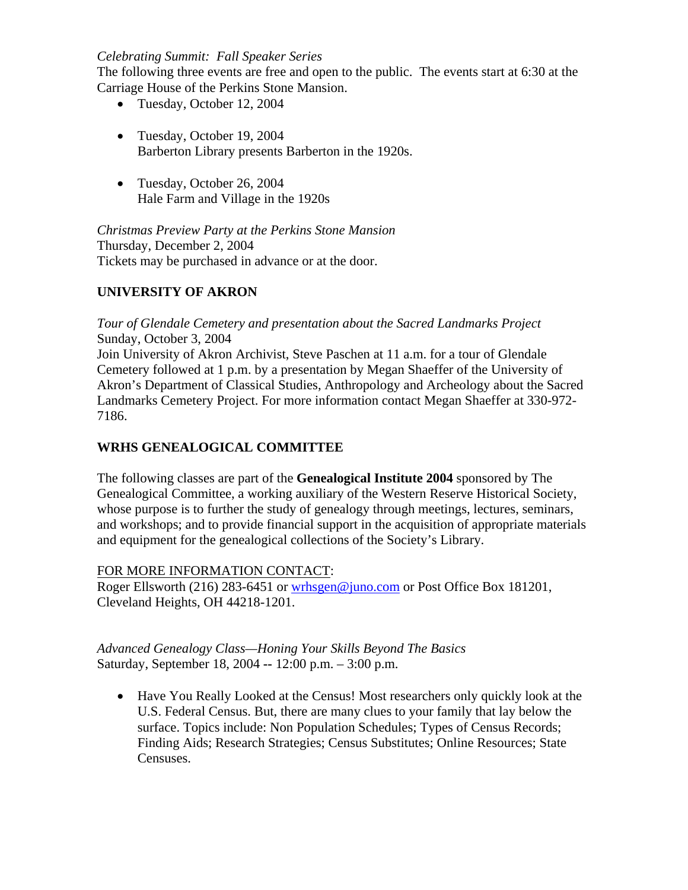*Celebrating Summit: Fall Speaker Series*
The following three events are free and open to the public. The events start at 6:30 at the Carriage House of the Perkins Stone Mansion.

- Tuesday, October 12, 2004

- Tuesday, October 19, 2004
  Barberton Library presents Barberton in the 1920s.

- Tuesday, October 26, 2004
  Hale Farm and Village in the 1920s

*Christmas Preview Party at the Perkins Stone Mansion*
Thursday, December 2, 2004
Tickets may be purchased in advance or at the door.

**UNIVERSITY OF AKRON**

*Tour of Glendale Cemetery and presentation about the Sacred Landmarks Project*
Sunday, October 3, 2004
Join University of Akron Archivist, Steve Paschen at 11 a.m. for a tour of Glendale Cemetery followed at 1 p.m. by a presentation by Megan Shaeffer of the University of Akron's Department of Classical Studies, Anthropology and Archeology about the Sacred Landmarks Cemetery Project. For more information contact Megan Shaeffer at 330-972-7186.

**WRHS GENEALOGICAL COMMITTEE**

The following classes are part of the **Genealogical Institute 2004** sponsored by The Genealogical Committee, a working auxiliary of the Western Reserve Historical Society, whose purpose is to further the study of genealogy through meetings, lectures, seminars, and workshops; and to provide financial support in the acquisition of appropriate materials and equipment for the genealogical collections of the Society's Library.

FOR MORE INFORMATION CONTACT:
Roger Ellsworth (216) 283-6451 or wrhsgen@juno.com or Post Office Box 181201, Cleveland Heights, OH 44218-1201.

*Advanced Genealogy Class—Honing Your Skills Beyond The Basics*
Saturday, September 18, 2004 -- 12:00 p.m. – 3:00 p.m.

- Have You Really Looked at the Census! Most researchers only quickly look at the U.S. Federal Census. But, there are many clues to your family that lay below the surface. Topics include: Non Population Schedules; Types of Census Records; Finding Aids; Research Strategies; Census Substitutes; Online Resources; State Censuses.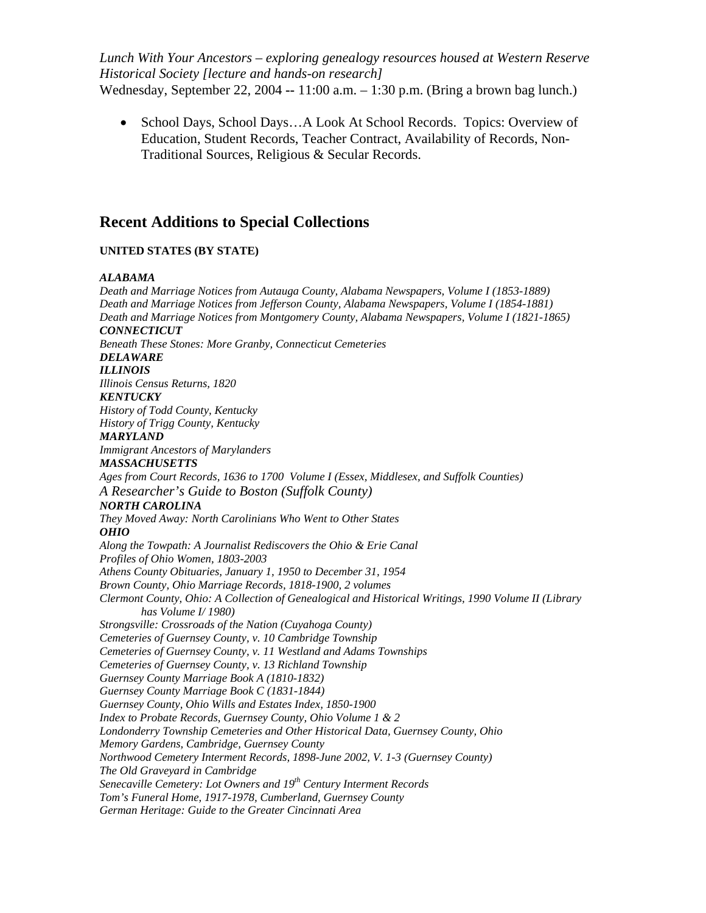*Lunch With Your Ancestors – exploring genealogy resources housed at Western Reserve Historical Society [lecture and hands-on research]*
Wednesday, September 22, 2004 **--** 11:00 a.m. – 1:30 p.m. (Bring a brown bag lunch.)

- School Days, School Days…A Look At School Records. Topics: Overview of Education, Student Records, Teacher Contract, Availability of Records, Non-Traditional Sources, Religious & Secular Records.

## Recent Additions to Special Collections

**UNITED STATES (BY STATE)**

***ALABAMA***
*Death and Marriage Notices from Autauga County, Alabama Newspapers, Volume I (1853-1889)*
*Death and Marriage Notices from Jefferson County, Alabama Newspapers, Volume I (1854-1881)*
*Death and Marriage Notices from Montgomery County, Alabama Newspapers, Volume I (1821-1865)*
***CONNECTICUT***
*Beneath These Stones: More Granby, Connecticut Cemeteries*
***DELAWARE***
***ILLINOIS***
*Illinois Census Returns, 1820*
***KENTUCKY***
*History of Todd County, Kentucky*
*History of Trigg County, Kentucky*
***MARYLAND***
*Immigrant Ancestors of Marylanders*
***MASSACHUSETTS***
*Ages from Court Records, 1636 to 1700 Volume I (Essex, Middlesex, and Suffolk Counties)*
*A Researcher's Guide to Boston (Suffolk County)*
***NORTH CAROLINA***
*They Moved Away: North Carolinians Who Went to Other States*
***OHIO***
*Along the Towpath: A Journalist Rediscovers the Ohio & Erie Canal*
*Profiles of Ohio Women, 1803-2003*
*Athens County Obituaries, January 1, 1950 to December 31, 1954*
*Brown County, Ohio Marriage Records, 1818-1900, 2 volumes*
*Clermont County, Ohio: A Collection of Genealogical and Historical Writings, 1990 Volume II (Library has Volume I/ 1980)*
*Strongsville: Crossroads of the Nation (Cuyahoga County)*
*Cemeteries of Guernsey County, v. 10 Cambridge Township*
*Cemeteries of Guernsey County, v. 11 Westland and Adams Townships*
*Cemeteries of Guernsey County, v. 13 Richland Township*
*Guernsey County Marriage Book A (1810-1832)*
*Guernsey County Marriage Book C (1831-1844)*
*Guernsey County, Ohio Wills and Estates Index, 1850-1900*
*Index to Probate Records, Guernsey County, Ohio Volume 1 & 2*
*Londonderry Township Cemeteries and Other Historical Data, Guernsey County, Ohio*
*Memory Gardens, Cambridge, Guernsey County*
*Northwood Cemetery Interment Records, 1898-June 2002, V. 1-3 (Guernsey County)*
*The Old Graveyard in Cambridge*
*Senecaville Cemetery: Lot Owners and 19th Century Interment Records*
*Tom's Funeral Home, 1917-1978, Cumberland, Guernsey County*
*German Heritage: Guide to the Greater Cincinnati Area*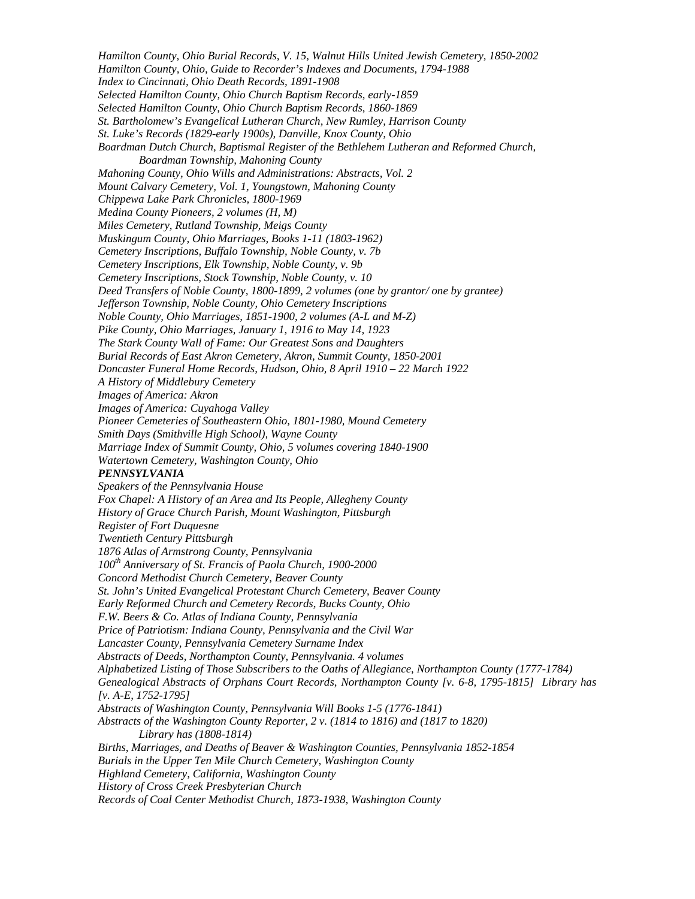*Hamilton County, Ohio Burial Records, V. 15, Walnut Hills United Jewish Cemetery, 1850-2002*
*Hamilton County, Ohio, Guide to Recorder's Indexes and Documents, 1794-1988*
*Index to Cincinnati, Ohio Death Records, 1891-1908*
*Selected Hamilton County, Ohio Church Baptism Records, early-1859*
*Selected Hamilton County, Ohio Church Baptism Records, 1860-1869*
*St. Bartholomew's Evangelical Lutheran Church, New Rumley, Harrison County*
*St. Luke's Records (1829-early 1900s), Danville, Knox County, Ohio*
*Boardman Dutch Church, Baptismal Register of the Bethlehem Lutheran and Reformed Church, Boardman Township, Mahoning County*
*Mahoning County, Ohio Wills and Administrations: Abstracts, Vol. 2*
*Mount Calvary Cemetery, Vol. 1, Youngstown, Mahoning County*
*Chippewa Lake Park Chronicles, 1800-1969*
*Medina County Pioneers, 2 volumes (H, M)*
*Miles Cemetery, Rutland Township, Meigs County*
*Muskingum County, Ohio Marriages, Books 1-11 (1803-1962)*
*Cemetery Inscriptions, Buffalo Township, Noble County, v. 7b*
*Cemetery Inscriptions, Elk Township, Noble County, v. 9b*
*Cemetery Inscriptions, Stock Township, Noble County, v. 10*
*Deed Transfers of Noble County, 1800-1899, 2 volumes (one by grantor/ one by grantee)*
*Jefferson Township, Noble County, Ohio Cemetery Inscriptions*
*Noble County, Ohio Marriages, 1851-1900, 2 volumes (A-L and M-Z)*
*Pike County, Ohio Marriages, January 1, 1916 to May 14, 1923*
*The Stark County Wall of Fame: Our Greatest Sons and Daughters*
*Burial Records of East Akron Cemetery, Akron, Summit County, 1850-2001*
*Doncaster Funeral Home Records, Hudson, Ohio, 8 April 1910 – 22 March 1922*
*A History of Middlebury Cemetery*
*Images of America: Akron*
*Images of America: Cuyahoga Valley*
*Pioneer Cemeteries of Southeastern Ohio, 1801-1980, Mound Cemetery*
*Smith Days (Smithville High School), Wayne County*
*Marriage Index of Summit County, Ohio, 5 volumes covering 1840-1900*
*Watertown Cemetery, Washington County, Ohio*

***PENNSYLVANIA***

*Speakers of the Pennsylvania House*
*Fox Chapel: A History of an Area and Its People, Allegheny County*
*History of Grace Church Parish, Mount Washington, Pittsburgh*
*Register of Fort Duquesne*
*Twentieth Century Pittsburgh*
*1876 Atlas of Armstrong County, Pennsylvania*
*100th Anniversary of St. Francis of Paola Church, 1900-2000*
*Concord Methodist Church Cemetery, Beaver County*
*St. John's United Evangelical Protestant Church Cemetery, Beaver County*
*Early Reformed Church and Cemetery Records, Bucks County, Ohio*
*F.W. Beers & Co. Atlas of Indiana County, Pennsylvania*
*Price of Patriotism: Indiana County, Pennsylvania and the Civil War*
*Lancaster County, Pennsylvania Cemetery Surname Index*
*Abstracts of Deeds, Northampton County, Pennsylvania. 4 volumes*
*Alphabetized Listing of Those Subscribers to the Oaths of Allegiance, Northampton County (1777-1784)*
*Genealogical Abstracts of Orphans Court Records, Northampton County [v. 6-8, 1795-1815] Library has [v. A-E, 1752-1795]*
*Abstracts of Washington County, Pennsylvania Will Books 1-5 (1776-1841)*
*Abstracts of the Washington County Reporter, 2 v. (1814 to 1816) and (1817 to 1820) Library has (1808-1814)*
*Births, Marriages, and Deaths of Beaver & Washington Counties, Pennsylvania 1852-1854*
*Burials in the Upper Ten Mile Church Cemetery, Washington County*
*Highland Cemetery, California, Washington County*
*History of Cross Creek Presbyterian Church*
*Records of Coal Center Methodist Church, 1873-1938, Washington County*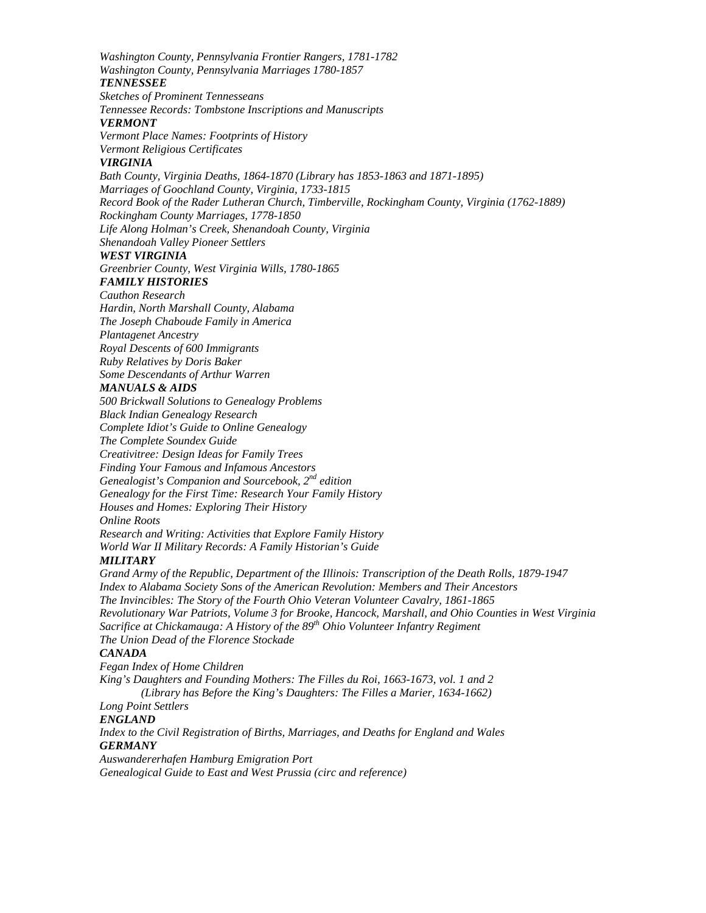*Washington County, Pennsylvania Frontier Rangers, 1781-1782*
*Washington County, Pennsylvania Marriages 1780-1857*

### ***TENNESSEE***

*Sketches of Prominent Tennesseans*
*Tennessee Records: Tombstone Inscriptions and Manuscripts*

### ***VERMONT***

*Vermont Place Names: Footprints of History*
*Vermont Religious Certificates*

### ***VIRGINIA***

*Bath County, Virginia Deaths, 1864-1870 (Library has 1853-1863 and 1871-1895)*
*Marriages of Goochland County, Virginia, 1733-1815*
*Record Book of the Rader Lutheran Church, Timberville, Rockingham County, Virginia (1762-1889)*
*Rockingham County Marriages, 1778-1850*
*Life Along Holman's Creek, Shenandoah County, Virginia*
*Shenandoah Valley Pioneer Settlers*

### ***WEST VIRGINIA***

*Greenbrier County, West Virginia Wills, 1780-1865*

### ***FAMILY HISTORIES***

*Cauthon Research*
*Hardin, North Marshall County, Alabama*
*The Joseph Chaboude Family in America*
*Plantagenet Ancestry*
*Royal Descents of 600 Immigrants*
*Ruby Relatives by Doris Baker*
*Some Descendants of Arthur Warren*

### ***MANUALS & AIDS***

*500 Brickwall Solutions to Genealogy Problems*
*Black Indian Genealogy Research*
*Complete Idiot's Guide to Online Genealogy*
*The Complete Soundex Guide*
*Creativitree: Design Ideas for Family Trees*
*Finding Your Famous and Infamous Ancestors*
*Genealogist's Companion and Sourcebook, 2nd edition*
*Genealogy for the First Time: Research Your Family History*
*Houses and Homes: Exploring Their History*
*Online Roots*
*Research and Writing: Activities that Explore Family History*
*World War II Military Records: A Family Historian's Guide*

### ***MILITARY***

*Grand Army of the Republic, Department of the Illinois: Transcription of the Death Rolls, 1879-1947*
*Index to Alabama Society Sons of the American Revolution: Members and Their Ancestors*
*The Invincibles: The Story of the Fourth Ohio Veteran Volunteer Cavalry, 1861-1865*
*Revolutionary War Patriots, Volume 3 for Brooke, Hancock, Marshall, and Ohio Counties in West Virginia*
*Sacrifice at Chickamauga: A History of the 89th Ohio Volunteer Infantry Regiment*
*The Union Dead of the Florence Stockade*

### ***CANADA***

*Fegan Index of Home Children*
*King's Daughters and Founding Mothers: The Filles du Roi, 1663-1673, vol. 1 and 2*
&nbsp;&nbsp;&nbsp;&nbsp;*(Library has Before the King's Daughters: The Filles a Marier, 1634-1662)*
*Long Point Settlers*

### ***ENGLAND***

*Index to the Civil Registration of Births, Marriages, and Deaths for England and Wales*

### ***GERMANY***

*Auswandererhafen Hamburg Emigration Port*
*Genealogical Guide to East and West Prussia (circ and reference)*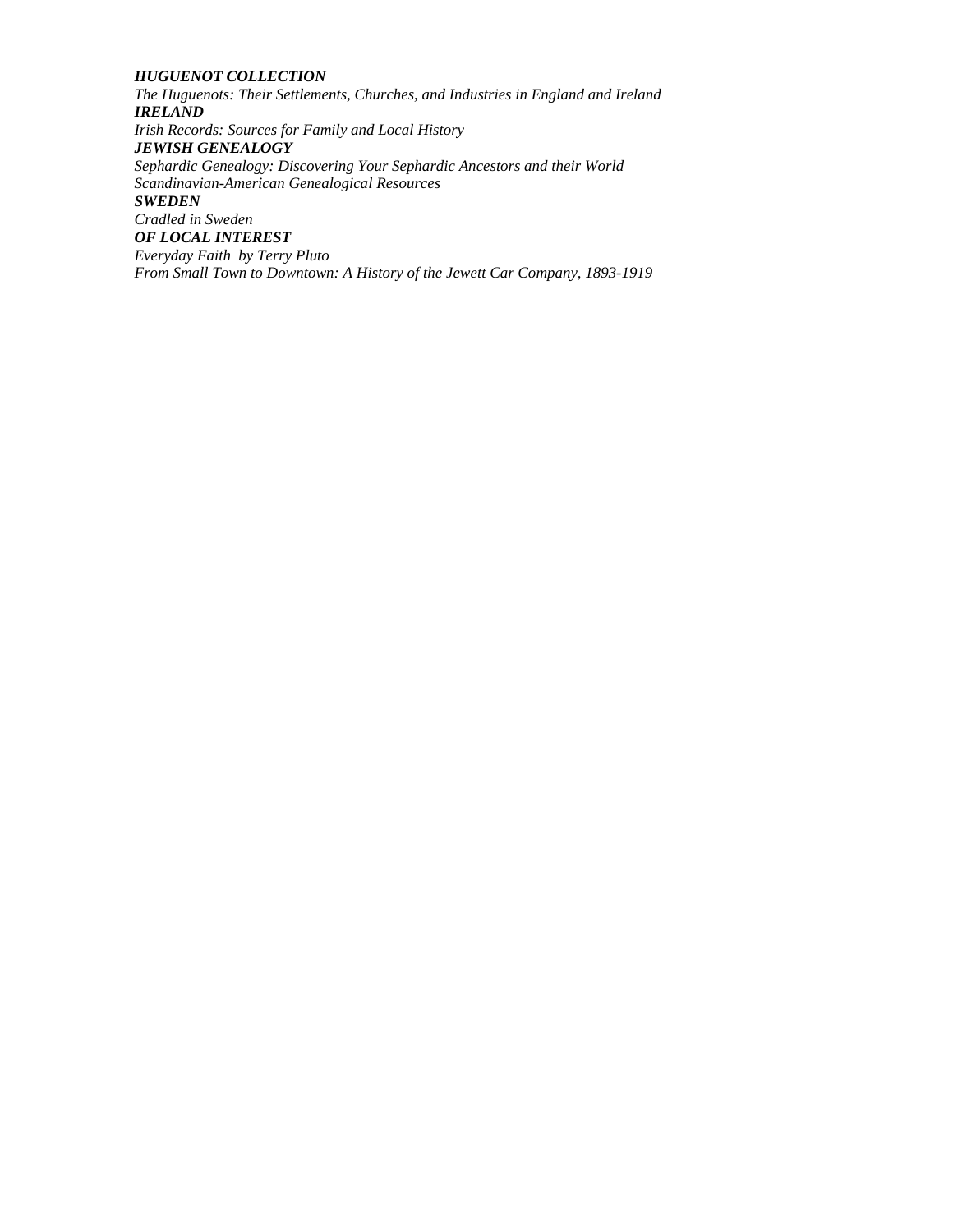***HUGUENOT COLLECTION***

*The Huguenots: Their Settlements, Churches, and Industries in England and Ireland*

***IRELAND***

*Irish Records: Sources for Family and Local History*

***JEWISH GENEALOGY***

*Sephardic Genealogy: Discovering Your Sephardic Ancestors and their World*

*Scandinavian-American Genealogical Resources*

***SWEDEN***

*Cradled in Sweden*

***OF LOCAL INTEREST***

*Everyday Faith by Terry Pluto*

*From Small Town to Downtown: A History of the Jewett Car Company, 1893-1919*